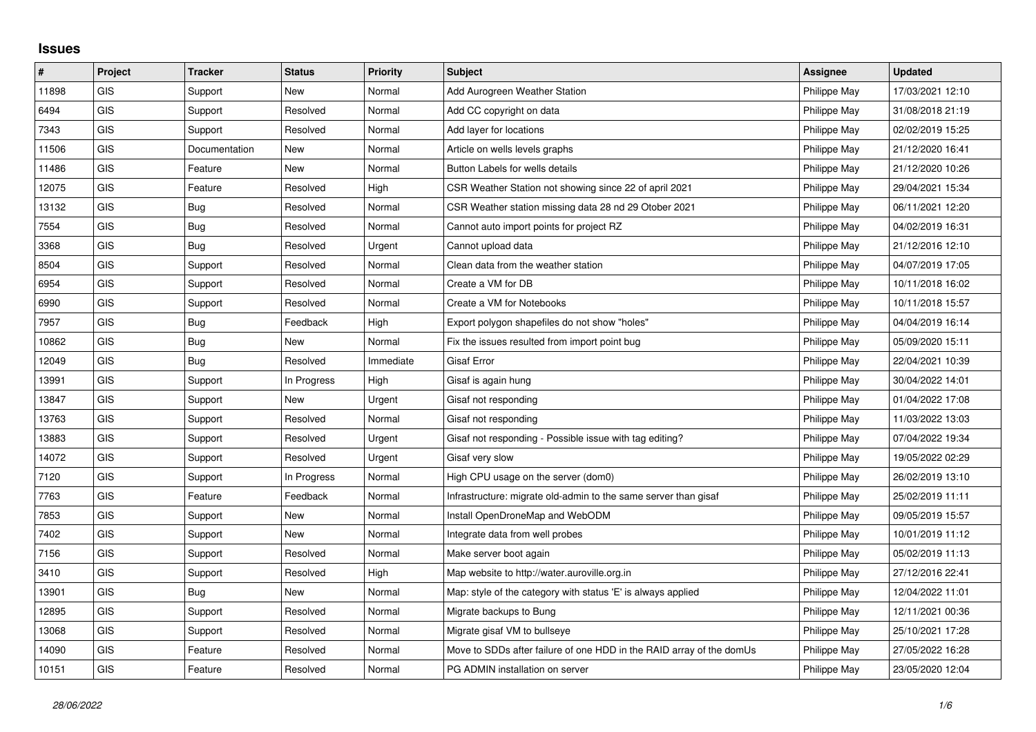# Issues

| # | Project | Tracker | Status | Priority | Subject | Assignee | Updated |
|---|---|---|---|---|---|---|---|
| 11898 | GIS | Support | New | Normal | Add Aurogreen Weather Station | Philippe May | 17/03/2021 12:10 |
| 6494 | GIS | Support | Resolved | Normal | Add CC copyright on data | Philippe May | 31/08/2018 21:19 |
| 7343 | GIS | Support | Resolved | Normal | Add layer for locations | Philippe May | 02/02/2019 15:25 |
| 11506 | GIS | Documentation | New | Normal | Article on wells levels graphs | Philippe May | 21/12/2020 16:41 |
| 11486 | GIS | Feature | New | Normal | Button Labels for wells details | Philippe May | 21/12/2020 10:26 |
| 12075 | GIS | Feature | Resolved | High | CSR Weather Station not showing since 22 of april 2021 | Philippe May | 29/04/2021 15:34 |
| 13132 | GIS | Bug | Resolved | Normal | CSR Weather station missing data 28 nd 29 Otober 2021 | Philippe May | 06/11/2021 12:20 |
| 7554 | GIS | Bug | Resolved | Normal | Cannot auto import points for project RZ | Philippe May | 04/02/2019 16:31 |
| 3368 | GIS | Bug | Resolved | Urgent | Cannot upload data | Philippe May | 21/12/2016 12:10 |
| 8504 | GIS | Support | Resolved | Normal | Clean data from the weather station | Philippe May | 04/07/2019 17:05 |
| 6954 | GIS | Support | Resolved | Normal | Create a VM for DB | Philippe May | 10/11/2018 16:02 |
| 6990 | GIS | Support | Resolved | Normal | Create a VM for Notebooks | Philippe May | 10/11/2018 15:57 |
| 7957 | GIS | Bug | Feedback | High | Export polygon shapefiles do not show "holes" | Philippe May | 04/04/2019 16:14 |
| 10862 | GIS | Bug | New | Normal | Fix the issues resulted from import point bug | Philippe May | 05/09/2020 15:11 |
| 12049 | GIS | Bug | Resolved | Immediate | Gisaf Error | Philippe May | 22/04/2021 10:39 |
| 13991 | GIS | Support | In Progress | High | Gisaf is again hung | Philippe May | 30/04/2022 14:01 |
| 13847 | GIS | Support | New | Urgent | Gisaf not responding | Philippe May | 01/04/2022 17:08 |
| 13763 | GIS | Support | Resolved | Normal | Gisaf not responding | Philippe May | 11/03/2022 13:03 |
| 13883 | GIS | Support | Resolved | Urgent | Gisaf not responding - Possible issue with tag editing? | Philippe May | 07/04/2022 19:34 |
| 14072 | GIS | Support | Resolved | Urgent | Gisaf very slow | Philippe May | 19/05/2022 02:29 |
| 7120 | GIS | Support | In Progress | Normal | High CPU usage on the server (dom0) | Philippe May | 26/02/2019 13:10 |
| 7763 | GIS | Feature | Feedback | Normal | Infrastructure: migrate old-admin to the same server than gisaf | Philippe May | 25/02/2019 11:11 |
| 7853 | GIS | Support | New | Normal | Install OpenDroneMap and WebODM | Philippe May | 09/05/2019 15:57 |
| 7402 | GIS | Support | New | Normal | Integrate data from well probes | Philippe May | 10/01/2019 11:12 |
| 7156 | GIS | Support | Resolved | Normal | Make server boot again | Philippe May | 05/02/2019 11:13 |
| 3410 | GIS | Support | Resolved | High | Map website to http://water.auroville.org.in | Philippe May | 27/12/2016 22:41 |
| 13901 | GIS | Bug | New | Normal | Map: style of the category with status 'E' is always applied | Philippe May | 12/04/2022 11:01 |
| 12895 | GIS | Support | Resolved | Normal | Migrate backups to Bung | Philippe May | 12/11/2021 00:36 |
| 13068 | GIS | Support | Resolved | Normal | Migrate gisaf VM to bullseye | Philippe May | 25/10/2021 17:28 |
| 14090 | GIS | Feature | Resolved | Normal | Move to SDDs after failure of one HDD in the RAID array of the domUs | Philippe May | 27/05/2022 16:28 |
| 10151 | GIS | Feature | Resolved | Normal | PG ADMIN installation on server | Philippe May | 23/05/2020 12:04 |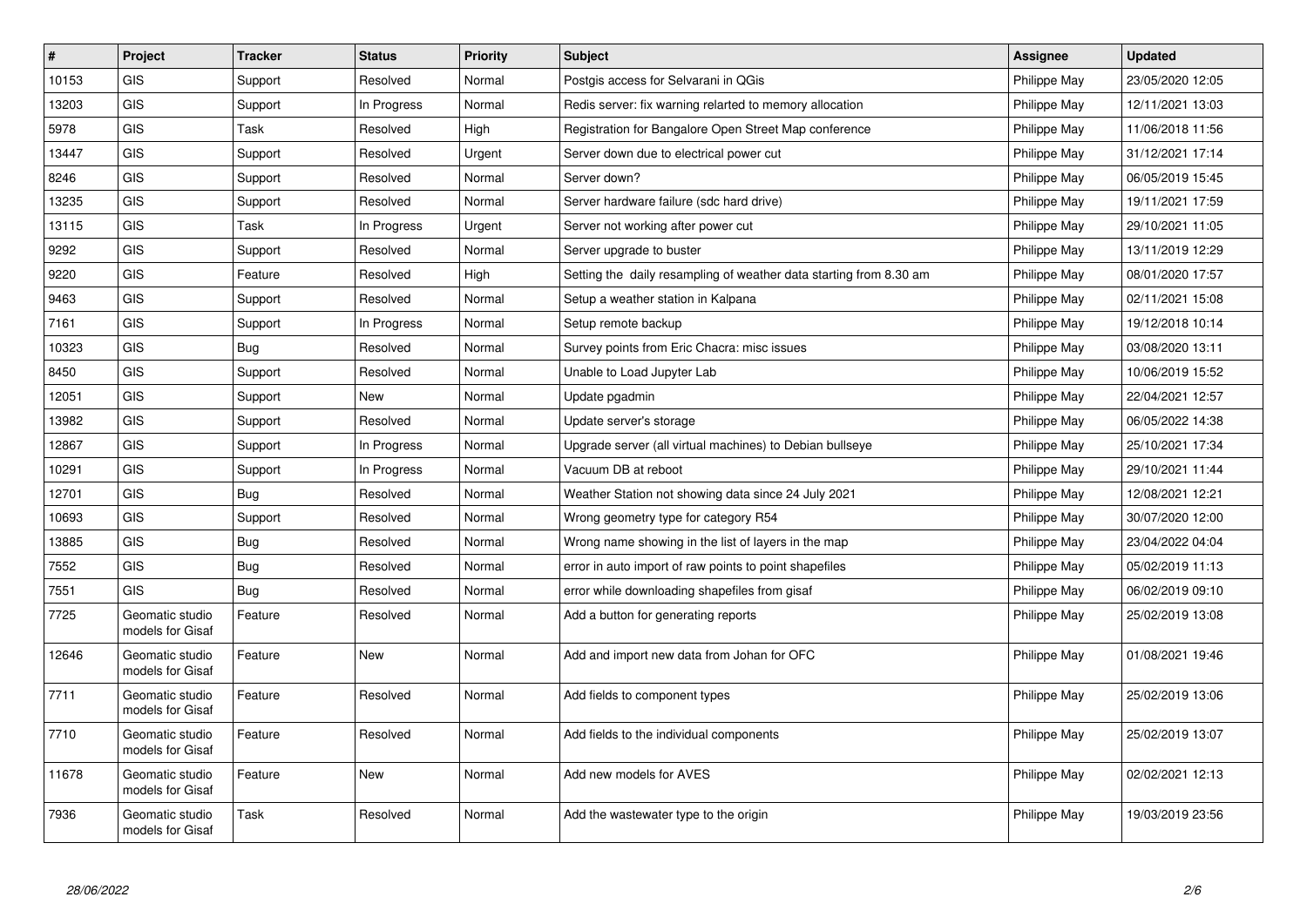| # | Project | Tracker | Status | Priority | Subject | Assignee | Updated |
|---|---|---|---|---|---|---|---|
| 10153 | GIS | Support | Resolved | Normal | Postgis access for Selvarani in QGis | Philippe May | 23/05/2020 12:05 |
| 13203 | GIS | Support | In Progress | Normal | Redis server: fix warning relarted to memory allocation | Philippe May | 12/11/2021 13:03 |
| 5978 | GIS | Task | Resolved | High | Registration for Bangalore Open Street Map conference | Philippe May | 11/06/2018 11:56 |
| 13447 | GIS | Support | Resolved | Urgent | Server down due to electrical power cut | Philippe May | 31/12/2021 17:14 |
| 8246 | GIS | Support | Resolved | Normal | Server down? | Philippe May | 06/05/2019 15:45 |
| 13235 | GIS | Support | Resolved | Normal | Server hardware failure (sdc hard drive) | Philippe May | 19/11/2021 17:59 |
| 13115 | GIS | Task | In Progress | Urgent | Server not working after power cut | Philippe May | 29/10/2021 11:05 |
| 9292 | GIS | Support | Resolved | Normal | Server upgrade to buster | Philippe May | 13/11/2019 12:29 |
| 9220 | GIS | Feature | Resolved | High | Setting the daily resampling of weather data starting from 8.30 am | Philippe May | 08/01/2020 17:57 |
| 9463 | GIS | Support | Resolved | Normal | Setup a weather station in Kalpana | Philippe May | 02/11/2021 15:08 |
| 7161 | GIS | Support | In Progress | Normal | Setup remote backup | Philippe May | 19/12/2018 10:14 |
| 10323 | GIS | Bug | Resolved | Normal | Survey points from Eric Chacra: misc issues | Philippe May | 03/08/2020 13:11 |
| 8450 | GIS | Support | Resolved | Normal | Unable to Load Jupyter Lab | Philippe May | 10/06/2019 15:52 |
| 12051 | GIS | Support | New | Normal | Update pgadmin | Philippe May | 22/04/2021 12:57 |
| 13982 | GIS | Support | Resolved | Normal | Update server's storage | Philippe May | 06/05/2022 14:38 |
| 12867 | GIS | Support | In Progress | Normal | Upgrade server (all virtual machines) to Debian bullseye | Philippe May | 25/10/2021 17:34 |
| 10291 | GIS | Support | In Progress | Normal | Vacuum DB at reboot | Philippe May | 29/10/2021 11:44 |
| 12701 | GIS | Bug | Resolved | Normal | Weather Station not showing data since 24 July 2021 | Philippe May | 12/08/2021 12:21 |
| 10693 | GIS | Support | Resolved | Normal | Wrong geometry type for category R54 | Philippe May | 30/07/2020 12:00 |
| 13885 | GIS | Bug | Resolved | Normal | Wrong name showing in the list of layers in the map | Philippe May | 23/04/2022 04:04 |
| 7552 | GIS | Bug | Resolved | Normal | error in auto import of raw points to point shapefiles | Philippe May | 05/02/2019 11:13 |
| 7551 | GIS | Bug | Resolved | Normal | error while downloading shapefiles from gisaf | Philippe May | 06/02/2019 09:10 |
| 7725 | Geomatic studio models for Gisaf | Feature | Resolved | Normal | Add a button for generating reports | Philippe May | 25/02/2019 13:08 |
| 12646 | Geomatic studio models for Gisaf | Feature | New | Normal | Add and import new data from Johan for OFC | Philippe May | 01/08/2021 19:46 |
| 7711 | Geomatic studio models for Gisaf | Feature | Resolved | Normal | Add fields to component types | Philippe May | 25/02/2019 13:06 |
| 7710 | Geomatic studio models for Gisaf | Feature | Resolved | Normal | Add fields to the individual components | Philippe May | 25/02/2019 13:07 |
| 11678 | Geomatic studio models for Gisaf | Feature | New | Normal | Add new models for AVES | Philippe May | 02/02/2021 12:13 |
| 7936 | Geomatic studio models for Gisaf | Task | Resolved | Normal | Add the wastewater type to the origin | Philippe May | 19/03/2019 23:56 |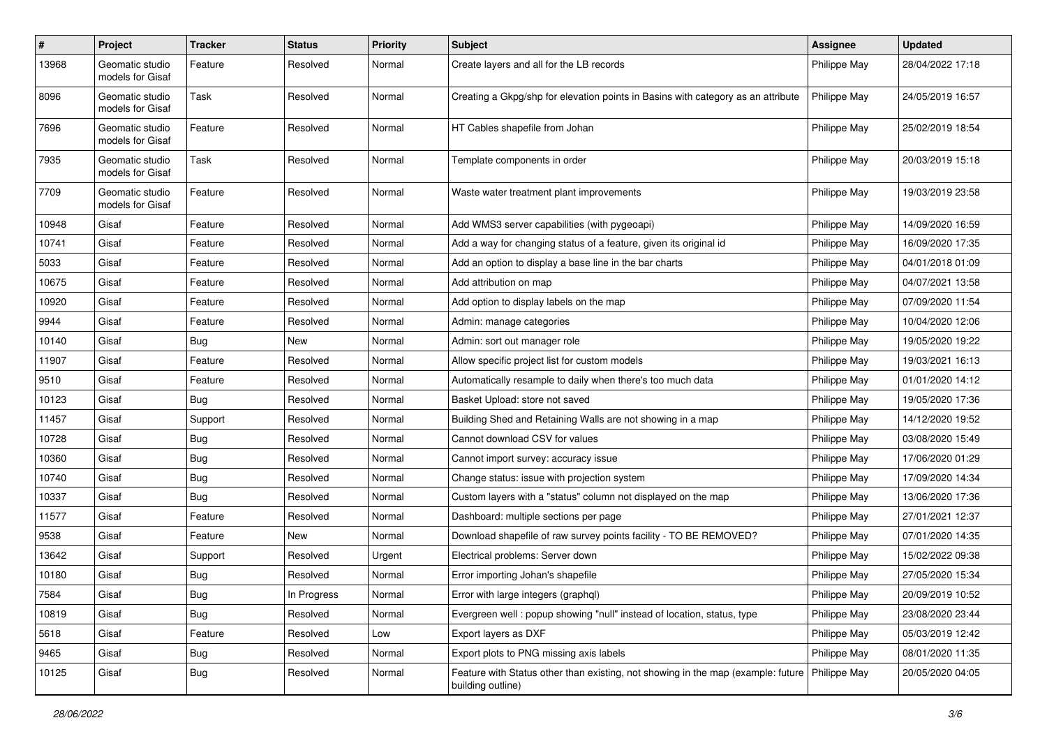| # | Project | Tracker | Status | Priority | Subject | Assignee | Updated |
|---|---|---|---|---|---|---|---|
| 13968 | Geomatic studio models for Gisaf | Feature | Resolved | Normal | Create layers and all for the LB records | Philippe May | 28/04/2022 17:18 |
| 8096 | Geomatic studio models for Gisaf | Task | Resolved | Normal | Creating a Gkpg/shp for elevation points in Basins with category as an attribute | Philippe May | 24/05/2019 16:57 |
| 7696 | Geomatic studio models for Gisaf | Feature | Resolved | Normal | HT Cables shapefile from Johan | Philippe May | 25/02/2019 18:54 |
| 7935 | Geomatic studio models for Gisaf | Task | Resolved | Normal | Template components in order | Philippe May | 20/03/2019 15:18 |
| 7709 | Geomatic studio models for Gisaf | Feature | Resolved | Normal | Waste water treatment plant improvements | Philippe May | 19/03/2019 23:58 |
| 10948 | Gisaf | Feature | Resolved | Normal | Add WMS3 server capabilities (with pygeoapi) | Philippe May | 14/09/2020 16:59 |
| 10741 | Gisaf | Feature | Resolved | Normal | Add a way for changing status of a feature, given its original id | Philippe May | 16/09/2020 17:35 |
| 5033 | Gisaf | Feature | Resolved | Normal | Add an option to display a base line in the bar charts | Philippe May | 04/01/2018 01:09 |
| 10675 | Gisaf | Feature | Resolved | Normal | Add attribution on map | Philippe May | 04/07/2021 13:58 |
| 10920 | Gisaf | Feature | Resolved | Normal | Add option to display labels on the map | Philippe May | 07/09/2020 11:54 |
| 9944 | Gisaf | Feature | Resolved | Normal | Admin: manage categories | Philippe May | 10/04/2020 12:06 |
| 10140 | Gisaf | Bug | New | Normal | Admin: sort out manager role | Philippe May | 19/05/2020 19:22 |
| 11907 | Gisaf | Feature | Resolved | Normal | Allow specific project list for custom models | Philippe May | 19/03/2021 16:13 |
| 9510 | Gisaf | Feature | Resolved | Normal | Automatically resample to daily when there's too much data | Philippe May | 01/01/2020 14:12 |
| 10123 | Gisaf | Bug | Resolved | Normal | Basket Upload: store not saved | Philippe May | 19/05/2020 17:36 |
| 11457 | Gisaf | Support | Resolved | Normal | Building Shed and Retaining Walls are not showing in a map | Philippe May | 14/12/2020 19:52 |
| 10728 | Gisaf | Bug | Resolved | Normal | Cannot download CSV for values | Philippe May | 03/08/2020 15:49 |
| 10360 | Gisaf | Bug | Resolved | Normal | Cannot import survey: accuracy issue | Philippe May | 17/06/2020 01:29 |
| 10740 | Gisaf | Bug | Resolved | Normal | Change status: issue with projection system | Philippe May | 17/09/2020 14:34 |
| 10337 | Gisaf | Bug | Resolved | Normal | Custom layers with a "status" column not displayed on the map | Philippe May | 13/06/2020 17:36 |
| 11577 | Gisaf | Feature | Resolved | Normal | Dashboard: multiple sections per page | Philippe May | 27/01/2021 12:37 |
| 9538 | Gisaf | Feature | New | Normal | Download shapefile of raw survey points facility - TO BE REMOVED? | Philippe May | 07/01/2020 14:35 |
| 13642 | Gisaf | Support | Resolved | Urgent | Electrical problems: Server down | Philippe May | 15/02/2022 09:38 |
| 10180 | Gisaf | Bug | Resolved | Normal | Error importing Johan's shapefile | Philippe May | 27/05/2020 15:34 |
| 7584 | Gisaf | Bug | In Progress | Normal | Error with large integers (graphql) | Philippe May | 20/09/2019 10:52 |
| 10819 | Gisaf | Bug | Resolved | Normal | Evergreen well : popup showing "null" instead of location, status, type | Philippe May | 23/08/2020 23:44 |
| 5618 | Gisaf | Feature | Resolved | Low | Export layers as DXF | Philippe May | 05/03/2019 12:42 |
| 9465 | Gisaf | Bug | Resolved | Normal | Export plots to PNG missing axis labels | Philippe May | 08/01/2020 11:35 |
| 10125 | Gisaf | Bug | Resolved | Normal | Feature with Status other than existing, not showing in the map (example: future building outline) | Philippe May | 20/05/2020 04:05 |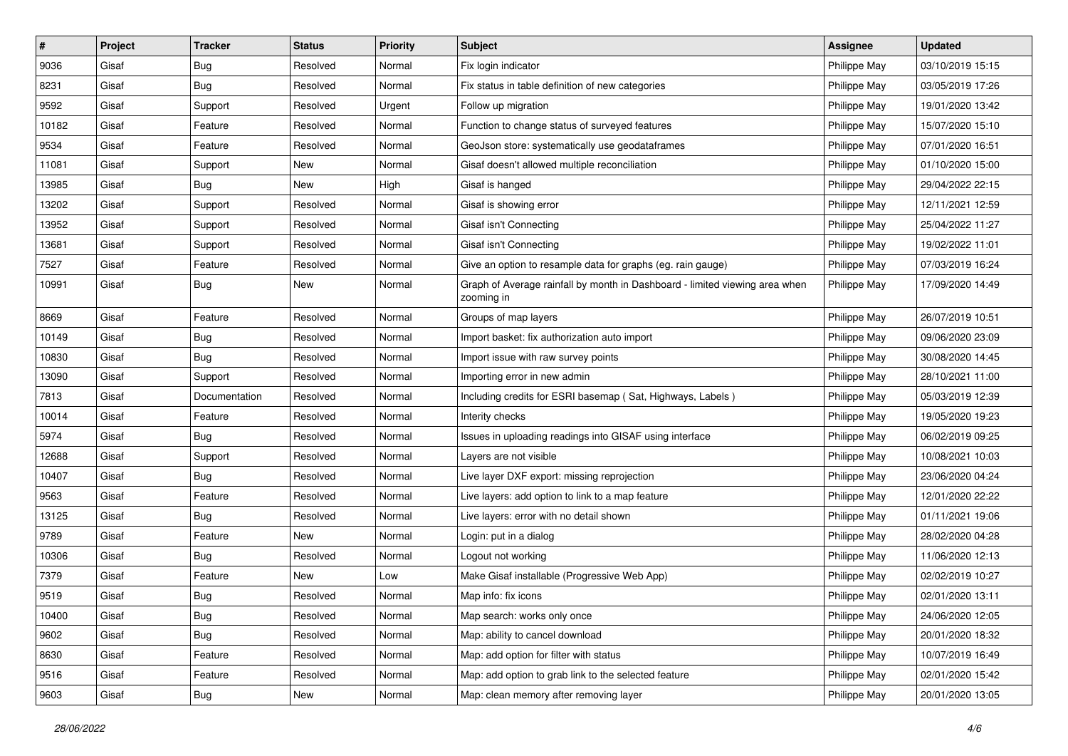| # | Project | Tracker | Status | Priority | Subject | Assignee | Updated |
|---|---|---|---|---|---|---|---|
| 9036 | Gisaf | Bug | Resolved | Normal | Fix login indicator | Philippe May | 03/10/2019 15:15 |
| 8231 | Gisaf | Bug | Resolved | Normal | Fix status in table definition of new categories | Philippe May | 03/05/2019 17:26 |
| 9592 | Gisaf | Support | Resolved | Urgent | Follow up migration | Philippe May | 19/01/2020 13:42 |
| 10182 | Gisaf | Feature | Resolved | Normal | Function to change status of surveyed features | Philippe May | 15/07/2020 15:10 |
| 9534 | Gisaf | Feature | Resolved | Normal | GeoJson store: systematically use geodataframes | Philippe May | 07/01/2020 16:51 |
| 11081 | Gisaf | Support | New | Normal | Gisaf doesn't allowed multiple reconciliation | Philippe May | 01/10/2020 15:00 |
| 13985 | Gisaf | Bug | New | High | Gisaf is hanged | Philippe May | 29/04/2022 22:15 |
| 13202 | Gisaf | Support | Resolved | Normal | Gisaf is showing error | Philippe May | 12/11/2021 12:59 |
| 13952 | Gisaf | Support | Resolved | Normal | Gisaf isn't Connecting | Philippe May | 25/04/2022 11:27 |
| 13681 | Gisaf | Support | Resolved | Normal | Gisaf isn't Connecting | Philippe May | 19/02/2022 11:01 |
| 7527 | Gisaf | Feature | Resolved | Normal | Give an option to resample data for graphs (eg. rain gauge) | Philippe May | 07/03/2019 16:24 |
| 10991 | Gisaf | Bug | New | Normal | Graph of Average rainfall by month in Dashboard - limited viewing area when zooming in | Philippe May | 17/09/2020 14:49 |
| 8669 | Gisaf | Feature | Resolved | Normal | Groups of map layers | Philippe May | 26/07/2019 10:51 |
| 10149 | Gisaf | Bug | Resolved | Normal | Import basket: fix authorization auto import | Philippe May | 09/06/2020 23:09 |
| 10830 | Gisaf | Bug | Resolved | Normal | Import issue with raw survey points | Philippe May | 30/08/2020 14:45 |
| 13090 | Gisaf | Support | Resolved | Normal | Importing error in new admin | Philippe May | 28/10/2021 11:00 |
| 7813 | Gisaf | Documentation | Resolved | Normal | Including credits for ESRI basemap ( Sat, Highways, Labels ) | Philippe May | 05/03/2019 12:39 |
| 10014 | Gisaf | Feature | Resolved | Normal | Interity checks | Philippe May | 19/05/2020 19:23 |
| 5974 | Gisaf | Bug | Resolved | Normal | Issues in uploading readings into GISAF using interface | Philippe May | 06/02/2019 09:25 |
| 12688 | Gisaf | Support | Resolved | Normal | Layers are not visible | Philippe May | 10/08/2021 10:03 |
| 10407 | Gisaf | Bug | Resolved | Normal | Live layer DXF export: missing reprojection | Philippe May | 23/06/2020 04:24 |
| 9563 | Gisaf | Feature | Resolved | Normal | Live layers: add option to link to a map feature | Philippe May | 12/01/2020 22:22 |
| 13125 | Gisaf | Bug | Resolved | Normal | Live layers: error with no detail shown | Philippe May | 01/11/2021 19:06 |
| 9789 | Gisaf | Feature | New | Normal | Login: put in a dialog | Philippe May | 28/02/2020 04:28 |
| 10306 | Gisaf | Bug | Resolved | Normal | Logout not working | Philippe May | 11/06/2020 12:13 |
| 7379 | Gisaf | Feature | New | Low | Make Gisaf installable (Progressive Web App) | Philippe May | 02/02/2019 10:27 |
| 9519 | Gisaf | Bug | Resolved | Normal | Map info: fix icons | Philippe May | 02/01/2020 13:11 |
| 10400 | Gisaf | Bug | Resolved | Normal | Map search: works only once | Philippe May | 24/06/2020 12:05 |
| 9602 | Gisaf | Bug | Resolved | Normal | Map: ability to cancel download | Philippe May | 20/01/2020 18:32 |
| 8630 | Gisaf | Feature | Resolved | Normal | Map: add option for filter with status | Philippe May | 10/07/2019 16:49 |
| 9516 | Gisaf | Feature | Resolved | Normal | Map: add option to grab link to the selected feature | Philippe May | 02/01/2020 15:42 |
| 9603 | Gisaf | Bug | New | Normal | Map: clean memory after removing layer | Philippe May | 20/01/2020 13:05 |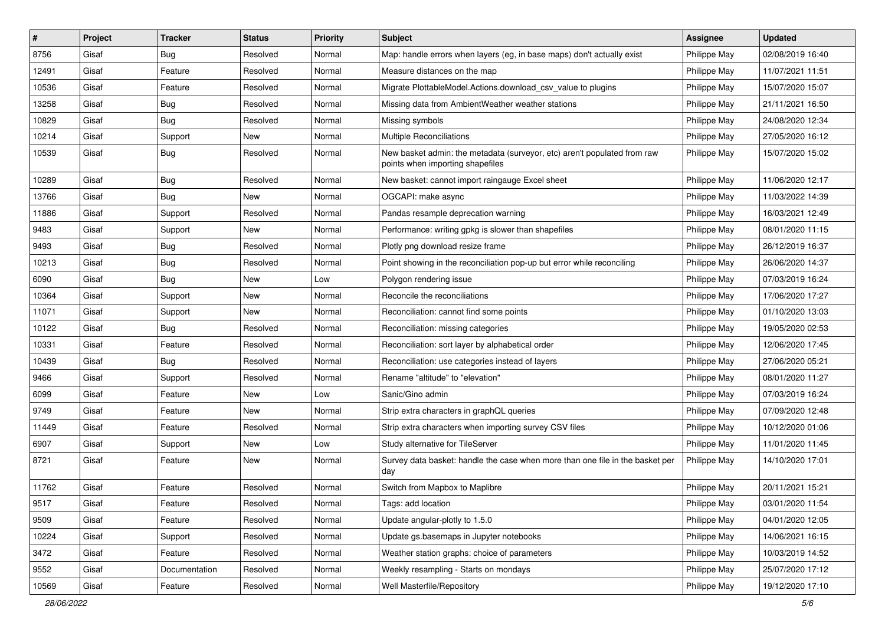| # | Project | Tracker | Status | Priority | Subject | Assignee | Updated |
|---|---|---|---|---|---|---|---|
| 8756 | Gisaf | Bug | Resolved | Normal | Map: handle errors when layers (eg, in base maps) don't actually exist | Philippe May | 02/08/2019 16:40 |
| 12491 | Gisaf | Feature | Resolved | Normal | Measure distances on the map | Philippe May | 11/07/2021 11:51 |
| 10536 | Gisaf | Feature | Resolved | Normal | Migrate PlottableModel.Actions.download_csv_value to plugins | Philippe May | 15/07/2020 15:07 |
| 13258 | Gisaf | Bug | Resolved | Normal | Missing data from AmbientWeather weather stations | Philippe May | 21/11/2021 16:50 |
| 10829 | Gisaf | Bug | Resolved | Normal | Missing symbols | Philippe May | 24/08/2020 12:34 |
| 10214 | Gisaf | Support | New | Normal | Multiple Reconciliations | Philippe May | 27/05/2020 16:12 |
| 10539 | Gisaf | Bug | Resolved | Normal | New basket admin: the metadata (surveyor, etc) aren't populated from raw points when importing shapefiles | Philippe May | 15/07/2020 15:02 |
| 10289 | Gisaf | Bug | Resolved | Normal | New basket: cannot import raingauge Excel sheet | Philippe May | 11/06/2020 12:17 |
| 13766 | Gisaf | Bug | New | Normal | OGCAPI: make async | Philippe May | 11/03/2022 14:39 |
| 11886 | Gisaf | Support | Resolved | Normal | Pandas resample deprecation warning | Philippe May | 16/03/2021 12:49 |
| 9483 | Gisaf | Support | New | Normal | Performance: writing gpkg is slower than shapefiles | Philippe May | 08/01/2020 11:15 |
| 9493 | Gisaf | Bug | Resolved | Normal | Plotly png download resize frame | Philippe May | 26/12/2019 16:37 |
| 10213 | Gisaf | Bug | Resolved | Normal | Point showing in the reconciliation pop-up but error while reconciling | Philippe May | 26/06/2020 14:37 |
| 6090 | Gisaf | Bug | New | Low | Polygon rendering issue | Philippe May | 07/03/2019 16:24 |
| 10364 | Gisaf | Support | New | Normal | Reconcile the reconciliations | Philippe May | 17/06/2020 17:27 |
| 11071 | Gisaf | Support | New | Normal | Reconciliation: cannot find some points | Philippe May | 01/10/2020 13:03 |
| 10122 | Gisaf | Bug | Resolved | Normal | Reconciliation: missing categories | Philippe May | 19/05/2020 02:53 |
| 10331 | Gisaf | Feature | Resolved | Normal | Reconciliation: sort layer by alphabetical order | Philippe May | 12/06/2020 17:45 |
| 10439 | Gisaf | Bug | Resolved | Normal | Reconciliation: use categories instead of layers | Philippe May | 27/06/2020 05:21 |
| 9466 | Gisaf | Support | Resolved | Normal | Rename "altitude" to "elevation" | Philippe May | 08/01/2020 11:27 |
| 6099 | Gisaf | Feature | New | Low | Sanic/Gino admin | Philippe May | 07/03/2019 16:24 |
| 9749 | Gisaf | Feature | New | Normal | Strip extra characters in graphQL queries | Philippe May | 07/09/2020 12:48 |
| 11449 | Gisaf | Feature | Resolved | Normal | Strip extra characters when importing survey CSV files | Philippe May | 10/12/2020 01:06 |
| 6907 | Gisaf | Support | New | Low | Study alternative for TileServer | Philippe May | 11/01/2020 11:45 |
| 8721 | Gisaf | Feature | New | Normal | Survey data basket: handle the case when more than one file in the basket per day | Philippe May | 14/10/2020 17:01 |
| 11762 | Gisaf | Feature | Resolved | Normal | Switch from Mapbox to Maplibre | Philippe May | 20/11/2021 15:21 |
| 9517 | Gisaf | Feature | Resolved | Normal | Tags: add location | Philippe May | 03/01/2020 11:54 |
| 9509 | Gisaf | Feature | Resolved | Normal | Update angular-plotly to 1.5.0 | Philippe May | 04/01/2020 12:05 |
| 10224 | Gisaf | Support | Resolved | Normal | Update gs.basemaps in Jupyter notebooks | Philippe May | 14/06/2021 16:15 |
| 3472 | Gisaf | Feature | Resolved | Normal | Weather station graphs: choice of parameters | Philippe May | 10/03/2019 14:52 |
| 9552 | Gisaf | Documentation | Resolved | Normal | Weekly resampling - Starts on mondays | Philippe May | 25/07/2020 17:12 |
| 10569 | Gisaf | Feature | Resolved | Normal | Well Masterfile/Repository | Philippe May | 19/12/2020 17:10 |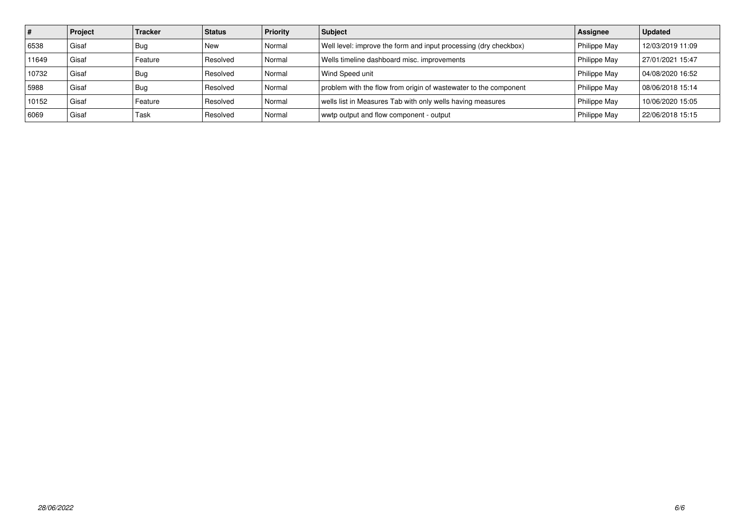| # | Project | Tracker | Status | Priority | Subject | Assignee | Updated |
| --- | --- | --- | --- | --- | --- | --- | --- |
| 6538 | Gisaf | Bug | New | Normal | Well level: improve the form and input processing (dry checkbox) | Philippe May | 12/03/2019 11:09 |
| 11649 | Gisaf | Feature | Resolved | Normal | Wells timeline dashboard misc. improvements | Philippe May | 27/01/2021 15:47 |
| 10732 | Gisaf | Bug | Resolved | Normal | Wind Speed unit | Philippe May | 04/08/2020 16:52 |
| 5988 | Gisaf | Bug | Resolved | Normal | problem with the flow from origin of wastewater to the component | Philippe May | 08/06/2018 15:14 |
| 10152 | Gisaf | Feature | Resolved | Normal | wells list in Measures Tab with only wells having measures | Philippe May | 10/06/2020 15:05 |
| 6069 | Gisaf | Task | Resolved | Normal | wwtp output and flow component - output | Philippe May | 22/06/2018 15:15 |

*28/06/2022*